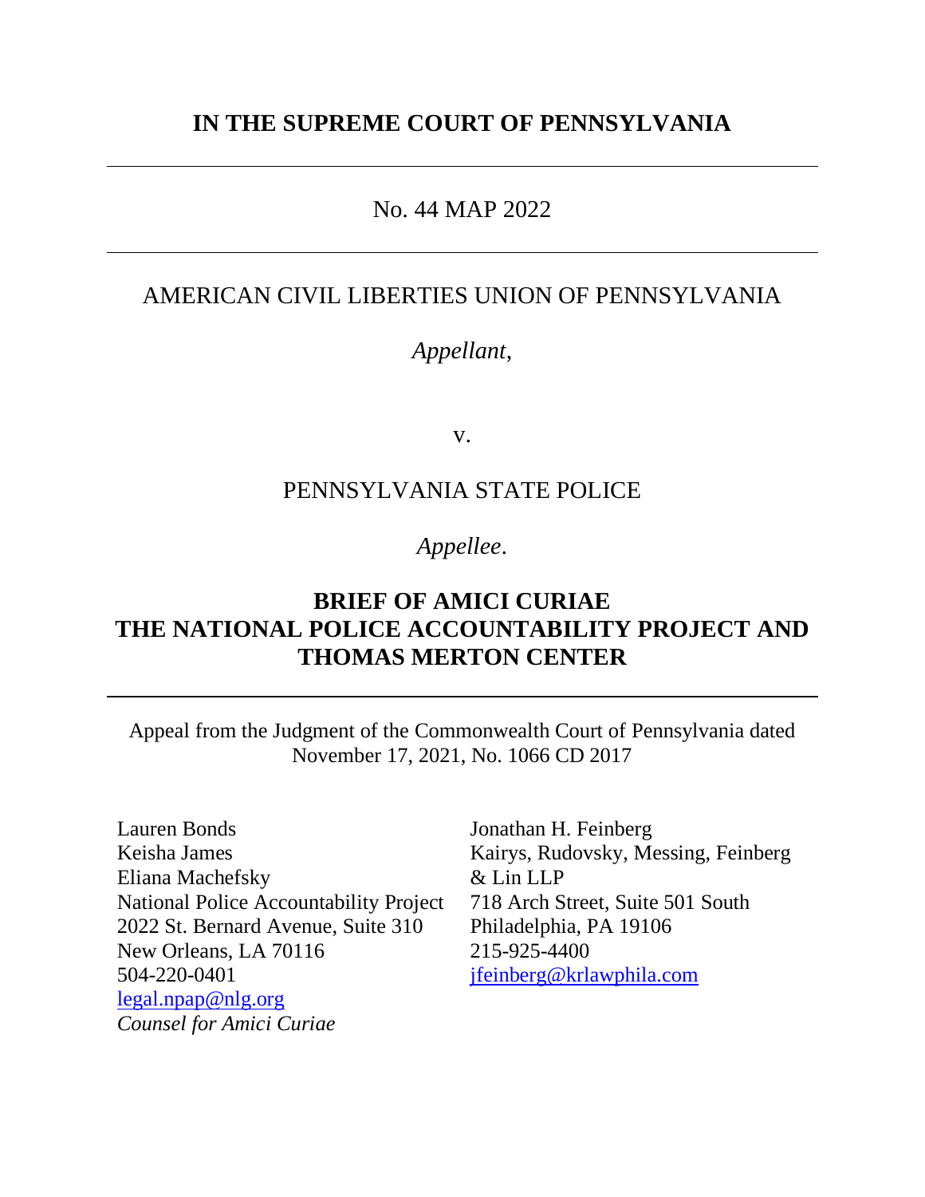# IN THE SUPREME COURT OF PENNSYLVANIA

---

No. 44 MAP 2022

---

AMERICAN CIVIL LIBERTIES UNION OF PENNSYLVANIA

*Appellant*,

v.

PENNSYLVANIA STATE POLICE

*Appellee*.

## BRIEF OF AMICI CURIAE THE NATIONAL POLICE ACCOUNTABILITY PROJECT AND THOMAS MERTON CENTER

---

Appeal from the Judgment of the Commonwealth Court of Pennsylvania dated November 17, 2021, No. 1066 CD 2017

Lauren Bonds
Keisha James
Eliana Machefsky
National Police Accountability Project
2022 St. Bernard Avenue, Suite 310
New Orleans, LA 70116
504-220-0401
legal.npap@nlg.org
*Counsel for Amici Curiae*

Jonathan H. Feinberg
Kairys, Rudovsky, Messing, Feinberg & Lin LLP
718 Arch Street, Suite 501 South
Philadelphia, PA 19106
215-925-4400
jfeinberg@krlawphila.com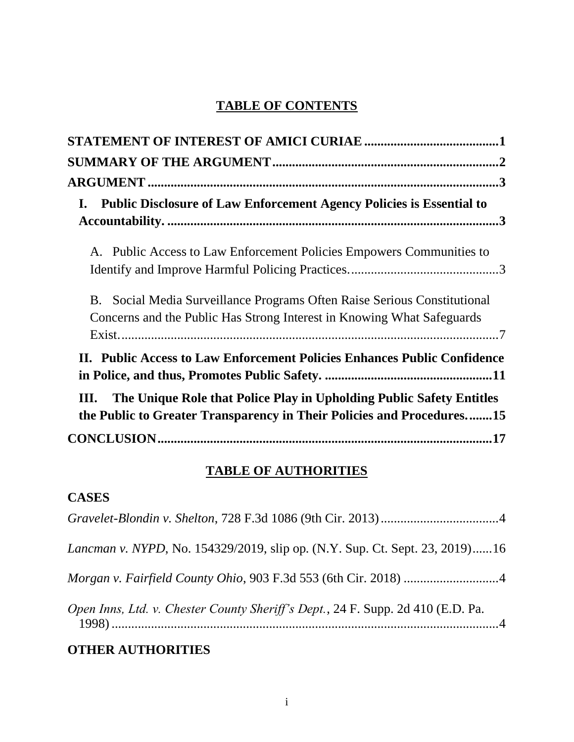# TABLE OF CONTENTS

**STATEMENT OF INTEREST OF AMICI CURIAE** .........................................1

**SUMMARY OF THE ARGUMENT**.....................................................................2

**ARGUMENT** ...........................................................................................................3

**I. Public Disclosure of Law Enforcement Agency Policies is Essential to Accountability.** .....................................................................................................3

A. Public Access to Law Enforcement Policies Empowers Communities to Identify and Improve Harmful Policing Practices.............................................3

B. Social Media Surveillance Programs Often Raise Serious Constitutional Concerns and the Public Has Strong Interest in Knowing What Safeguards Exist.....................................................................................................................7

**II. Public Access to Law Enforcement Policies Enhances Public Confidence in Police, and thus, Promotes Public Safety.** ..................................................11

**III. The Unique Role that Police Play in Upholding Public Safety Entitles the Public to Greater Transparency in Their Policies and Procedures.**.......15

**CONCLUSION**......................................................................................................17

# TABLE OF AUTHORITIES

## CASES

*Gravelet-Blondin v. Shelton*, 728 F.3d 1086 (9th Cir. 2013)....................................4

*Lancman v. NYPD*, No. 154329/2019, slip op. (N.Y. Sup. Ct. Sept. 23, 2019)......16

*Morgan v. Fairfield County Ohio*, 903 F.3d 553 (6th Cir. 2018) .............................4

*Open Inns, Ltd. v. Chester County Sheriff's Dept.*, 24 F. Supp. 2d 410 (E.D. Pa. 1998) .......................................................................................................................4

## OTHER AUTHORITIES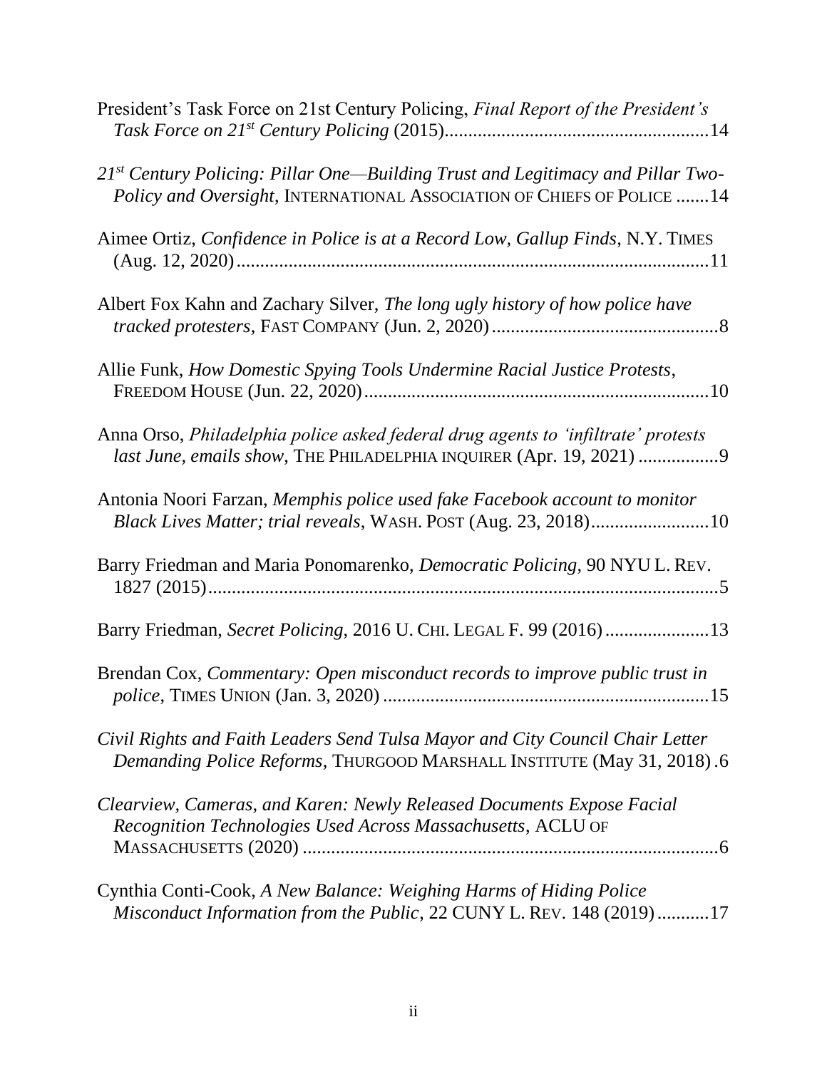President's Task Force on 21st Century Policing, *Final Report of the President's Task Force on 21st Century Policing* (2015).......................................................14

*21st Century Policing: Pillar One—Building Trust and Legitimacy and Pillar Two-Policy and Oversight*, INTERNATIONAL ASSOCIATION OF CHIEFS OF POLICE .......14

Aimee Ortiz, *Confidence in Police is at a Record Low, Gallup Finds*, N.Y. TIMES (Aug. 12, 2020)..................................................................................................11

Albert Fox Kahn and Zachary Silver, *The long ugly history of how police have tracked protesters*, FAST COMPANY (Jun. 2, 2020)...............................................8

Allie Funk, *How Domestic Spying Tools Undermine Racial Justice Protests*, FREEDOM HOUSE (Jun. 22, 2020).......................................................................10

Anna Orso, *Philadelphia police asked federal drug agents to 'infiltrate' protests last June, emails show*, THE PHILADELPHIA INQUIRER (Apr. 19, 2021) ................9

Antonia Noori Farzan, *Memphis police used fake Facebook account to monitor Black Lives Matter; trial reveals*, WASH. POST (Aug. 23, 2018).........................10

Barry Friedman and Maria Ponomarenko, *Democratic Policing*, 90 NYU L. REV. 1827 (2015).........................................................................................................5

Barry Friedman, *Secret Policing*, 2016 U. CHI. LEGAL F. 99 (2016).....................13

Brendan Cox, *Commentary: Open misconduct records to improve public trust in police*, TIMES UNION (Jan. 3, 2020) ....................................................................15

*Civil Rights and Faith Leaders Send Tulsa Mayor and City Council Chair Letter Demanding Police Reforms*, THURGOOD MARSHALL INSTITUTE (May 31, 2018).6

*Clearview, Cameras, and Karen: Newly Released Documents Expose Facial Recognition Technologies Used Across Massachusetts*, ACLU OF MASSACHUSETTS (2020) .......................................................................................6

Cynthia Conti-Cook, *A New Balance: Weighing Harms of Hiding Police Misconduct Information from the Public*, 22 CUNY L. REV. 148 (2019)...........17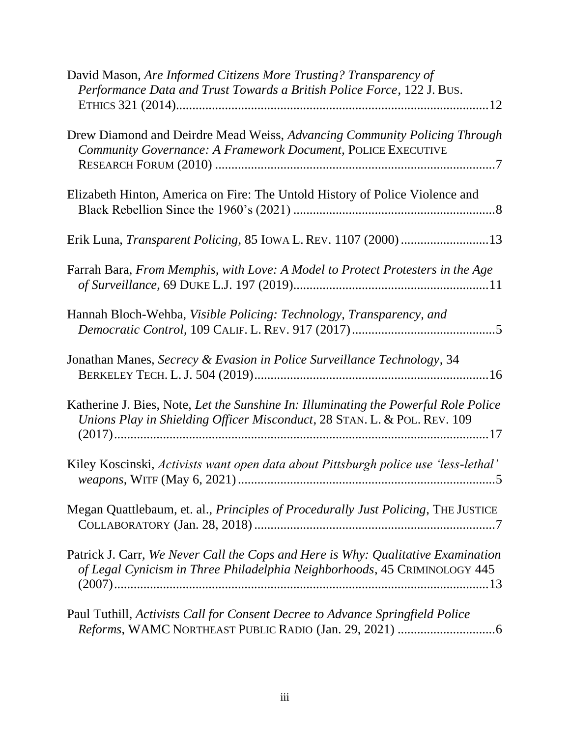David Mason, *Are Informed Citizens More Trusting? Transparency of Performance Data and Trust Towards a British Police Force*, 122 J. BUS. ETHICS 321 (2014)................................................................................................12

Drew Diamond and Deirdre Mead Weiss, *Advancing Community Policing Through Community Governance: A Framework Document*, POLICE EXECUTIVE RESEARCH FORUM (2010) ....................................................................................7

Elizabeth Hinton, America on Fire: The Untold History of Police Violence and Black Rebellion Since the 1960's (2021) .............................................................8

Erik Luna, *Transparent Policing*, 85 IOWA L. REV. 1107 (2000) ..........................13

Farrah Bara, *From Memphis, with Love: A Model to Protect Protesters in the Age of Surveillance*, 69 DUKE L.J. 197 (2019)..........................................................11

Hannah Bloch-Wehba, *Visible Policing: Technology, Transparency, and Democratic Control*, 109 CALIF. L. REV. 917 (2017)...........................................5

Jonathan Manes, *Secrecy & Evasion in Police Surveillance Technology*, 34 BERKELEY TECH. L. J. 504 (2019).......................................................................16

Katherine J. Bies, Note, *Let the Sunshine In: Illuminating the Powerful Role Police Unions Play in Shielding Officer Misconduct*, 28 STAN. L. & POL. REV. 109 (2017)..................................................................................................................17

Kiley Koscinski, *Activists want open data about Pittsburgh police use 'less-lethal' weapons*, WITF (May 6, 2021)..............................................................................5

Megan Quattlebaum, et. al., *Principles of Procedurally Just Policing*, THE JUSTICE COLLABORATORY (Jan. 28, 2018).........................................................................7

Patrick J. Carr, *We Never Call the Cops and Here is Why: Qualitative Examination of Legal Cynicism in Three Philadelphia Neighborhoods*, 45 CRIMINOLOGY 445 (2007)..................................................................................................................13

Paul Tuthill, *Activists Call for Consent Decree to Advance Springfield Police Reforms*, WAMC NORTHEAST PUBLIC RADIO (Jan. 29, 2021) .............................6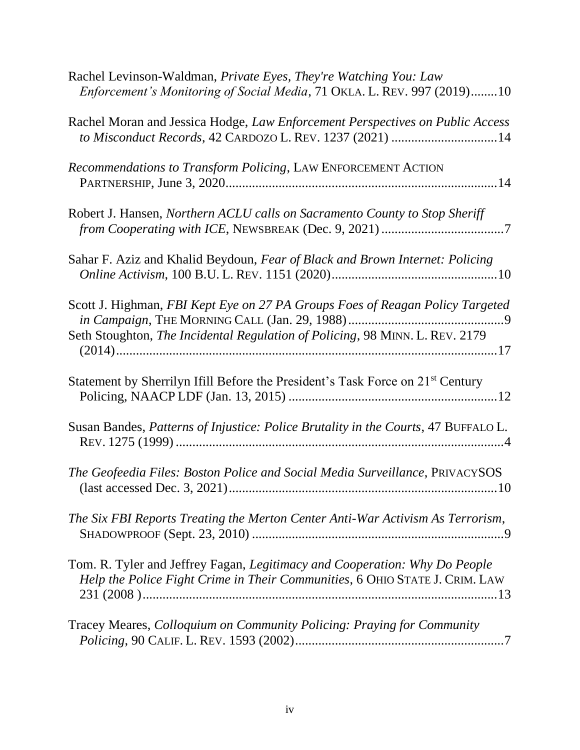Rachel Levinson-Waldman, *Private Eyes, They're Watching You: Law Enforcement's Monitoring of Social Media*, 71 OKLA. L. REV. 997 (2019)........10

Rachel Moran and Jessica Hodge, *Law Enforcement Perspectives on Public Access to Misconduct Records*, 42 CARDOZO L. REV. 1237 (2021) ................................14

*Recommendations to Transform Policing*, LAW ENFORCEMENT ACTION PARTNERSHIP, June 3, 2020.................................................................................14

Robert J. Hansen, *Northern ACLU calls on Sacramento County to Stop Sheriff from Cooperating with ICE*, NEWSBREAK (Dec. 9, 2021) .....................................7

Sahar F. Aziz and Khalid Beydoun, *Fear of Black and Brown Internet: Policing Online Activism*, 100 B.U. L. REV. 1151 (2020).................................................10

Scott J. Highman, *FBI Kept Eye on 27 PA Groups Foes of Reagan Policy Targeted in Campaign*, THE MORNING CALL (Jan. 29, 1988)...............................................9

Seth Stoughton, *The Incidental Regulation of Policing*, 98 MINN. L. REV. 2179 (2014)..................................................................................................................17

Statement by Sherrilyn Ifill Before the President's Task Force on 21st Century Policing, NAACP LDF (Jan. 13, 2015) ..............................................................12

Susan Bandes, *Patterns of Injustice: Police Brutality in the Courts*, 47 BUFFALO L. REV. 1275 (1999) ..................................................................................................4

*The Geofeedia Files: Boston Police and Social Media Surveillance*, PRIVACYSOS (last accessed Dec. 3, 2021)................................................................................10

*The Six FBI Reports Treating the Merton Center Anti-War Activism As Terrorism*, SHADOWPROOF (Sept. 23, 2010) ...........................................................................9

Tom. R. Tyler and Jeffrey Fagan, *Legitimacy and Cooperation: Why Do People Help the Police Fight Crime in Their Communities*, 6 OHIO STATE J. CRIM. LAW 231 (2008 )..........................................................................................................13

Tracey Meares, *Colloquium on Community Policing: Praying for Community Policing*, 90 CALIF. L. REV. 1593 (2002)...............................................................7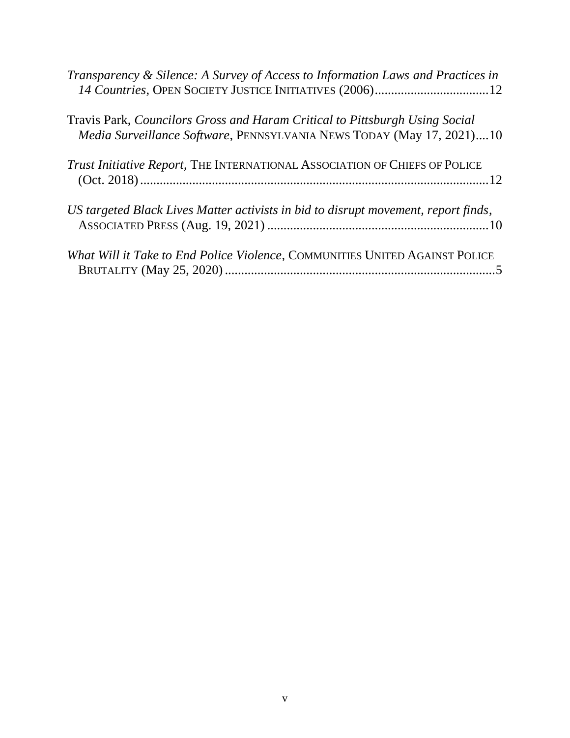*Transparency & Silence: A Survey of Access to Information Laws and Practices in 14 Countries*, OPEN SOCIETY JUSTICE INITIATIVES (2006)....................................12

Travis Park, *Councilors Gross and Haram Critical to Pittsburgh Using Social Media Surveillance Software*, PENNSYLVANIA NEWS TODAY (May 17, 2021)....10

*Trust Initiative Report*, THE INTERNATIONAL ASSOCIATION OF CHIEFS OF POLICE (Oct. 2018)..........................................................................................................12

*US targeted Black Lives Matter activists in bid to disrupt movement, report finds*, ASSOCIATED PRESS (Aug. 19, 2021) ...................................................................10

*What Will it Take to End Police Violence*, COMMUNITIES UNITED AGAINST POLICE BRUTALITY (May 25, 2020)...................................................................................5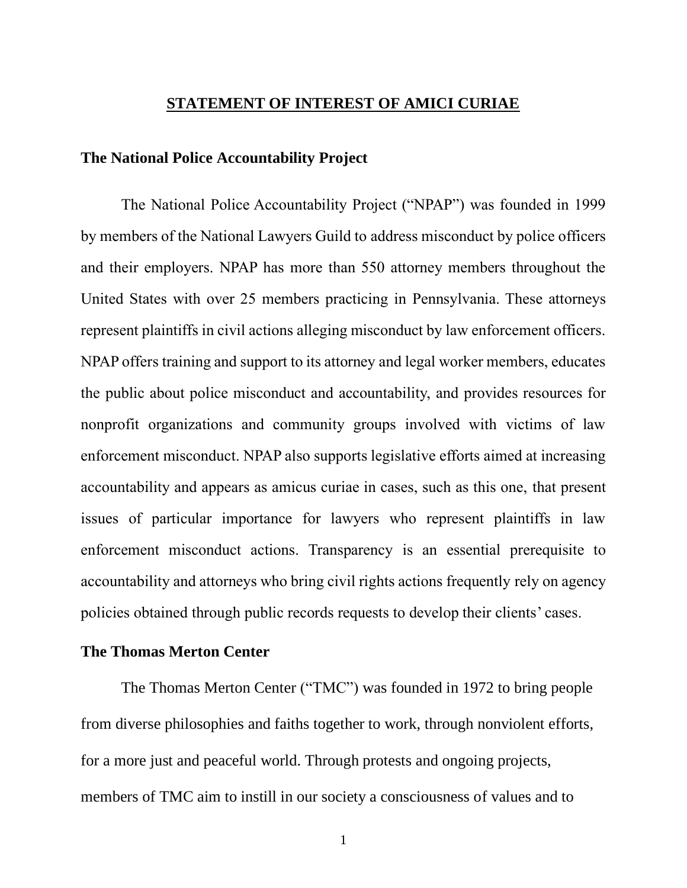## STATEMENT OF INTEREST OF AMICI CURIAE

### The National Police Accountability Project

The National Police Accountability Project ("NPAP") was founded in 1999 by members of the National Lawyers Guild to address misconduct by police officers and their employers. NPAP has more than 550 attorney members throughout the United States with over 25 members practicing in Pennsylvania. These attorneys represent plaintiffs in civil actions alleging misconduct by law enforcement officers. NPAP offers training and support to its attorney and legal worker members, educates the public about police misconduct and accountability, and provides resources for nonprofit organizations and community groups involved with victims of law enforcement misconduct. NPAP also supports legislative efforts aimed at increasing accountability and appears as amicus curiae in cases, such as this one, that present issues of particular importance for lawyers who represent plaintiffs in law enforcement misconduct actions. Transparency is an essential prerequisite to accountability and attorneys who bring civil rights actions frequently rely on agency policies obtained through public records requests to develop their clients' cases.

### The Thomas Merton Center

The Thomas Merton Center ("TMC") was founded in 1972 to bring people from diverse philosophies and faiths together to work, through nonviolent efforts, for a more just and peaceful world. Through protests and ongoing projects, members of TMC aim to instill in our society a consciousness of values and to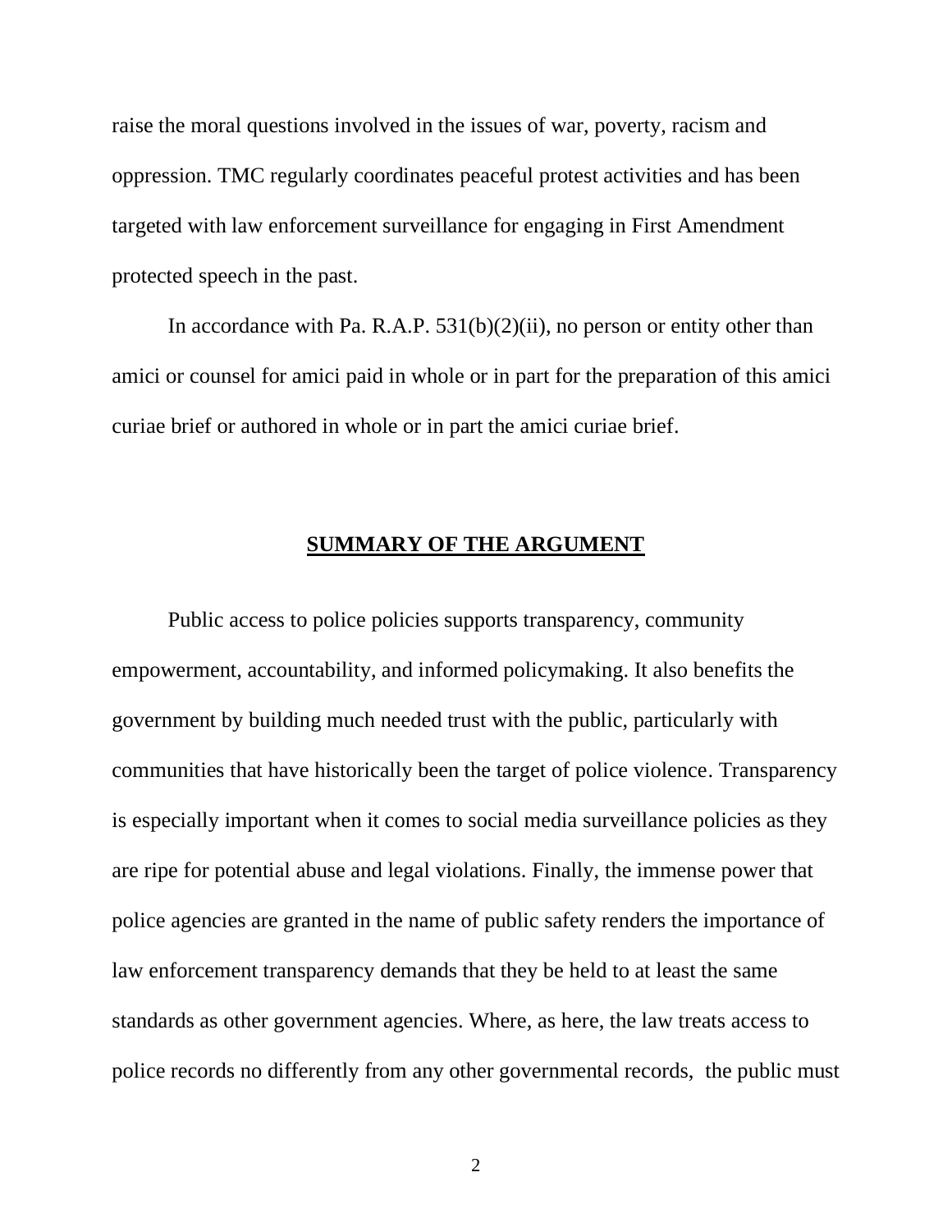raise the moral questions involved in the issues of war, poverty, racism and oppression. TMC regularly coordinates peaceful protest activities and has been targeted with law enforcement surveillance for engaging in First Amendment protected speech in the past.

In accordance with Pa. R.A.P. 531(b)(2)(ii), no person or entity other than amici or counsel for amici paid in whole or in part for the preparation of this amici curiae brief or authored in whole or in part the amici curiae brief.

## SUMMARY OF THE ARGUMENT

Public access to police policies supports transparency, community empowerment, accountability, and informed policymaking. It also benefits the government by building much needed trust with the public, particularly with communities that have historically been the target of police violence. Transparency is especially important when it comes to social media surveillance policies as they are ripe for potential abuse and legal violations. Finally, the immense power that police agencies are granted in the name of public safety renders the importance of law enforcement transparency demands that they be held to at least the same standards as other government agencies. Where, as here, the law treats access to police records no differently from any other governmental records, the public must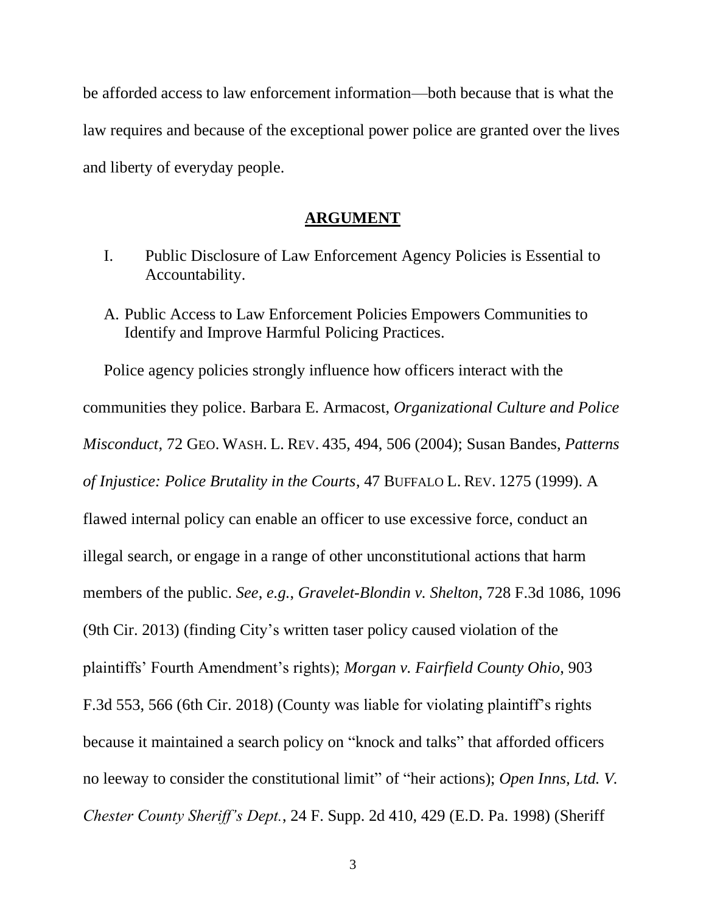be afforded access to law enforcement information—both because that is what the law requires and because of the exceptional power police are granted over the lives and liberty of everyday people.

## ARGUMENT

I. Public Disclosure of Law Enforcement Agency Policies is Essential to Accountability.

A. Public Access to Law Enforcement Policies Empowers Communities to Identify and Improve Harmful Policing Practices.

Police agency policies strongly influence how officers interact with the communities they police. Barbara E. Armacost, *Organizational Culture and Police Misconduct*, 72 GEO. WASH. L. REV. 435, 494, 506 (2004); Susan Bandes, *Patterns of Injustice: Police Brutality in the Courts*, 47 BUFFALO L. REV. 1275 (1999). A flawed internal policy can enable an officer to use excessive force, conduct an illegal search, or engage in a range of other unconstitutional actions that harm members of the public. *See*, *e.g.*, *Gravelet-Blondin v. Shelton*, 728 F.3d 1086, 1096 (9th Cir. 2013) (finding City's written taser policy caused violation of the plaintiffs' Fourth Amendment's rights); *Morgan v. Fairfield County Ohio*, 903 F.3d 553, 566 (6th Cir. 2018) (County was liable for violating plaintiff's rights because it maintained a search policy on "knock and talks" that afforded officers no leeway to consider the constitutional limit" of "heir actions); *Open Inns, Ltd. V. Chester County Sheriff's Dept.*, 24 F. Supp. 2d 410, 429 (E.D. Pa. 1998) (Sheriff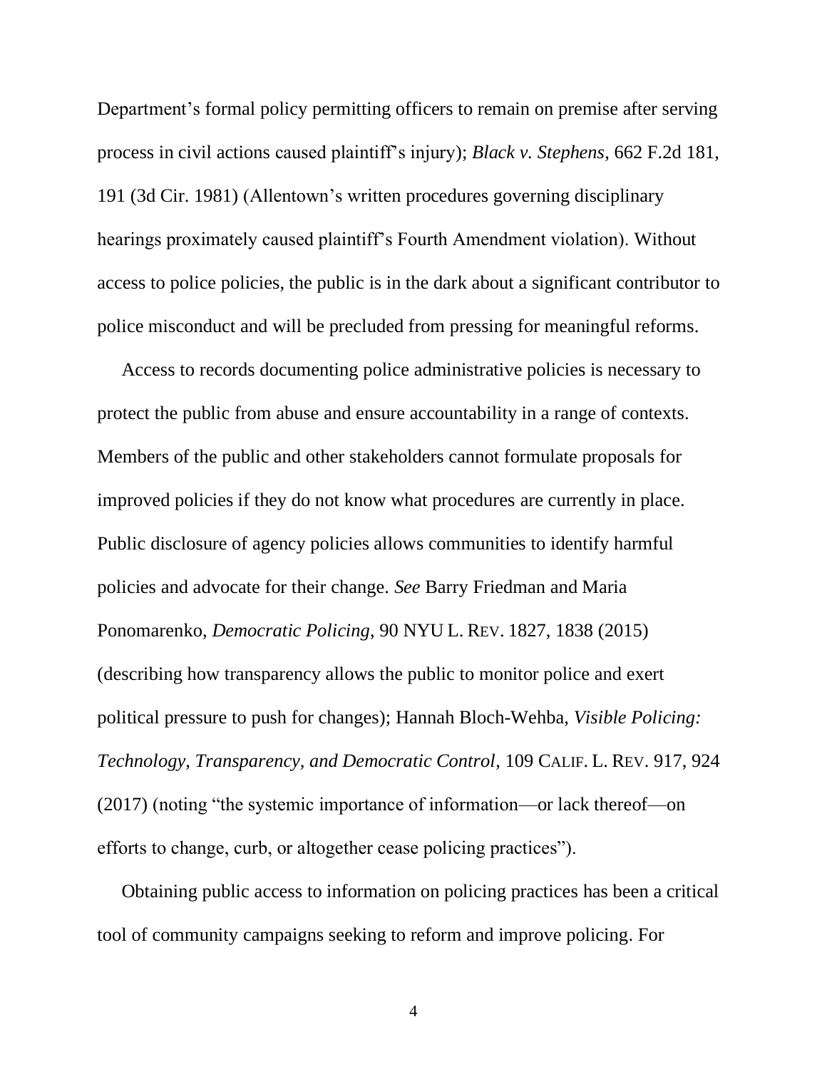Department's formal policy permitting officers to remain on premise after serving process in civil actions caused plaintiff's injury); *Black v. Stephens*, 662 F.2d 181, 191 (3d Cir. 1981) (Allentown's written procedures governing disciplinary hearings proximately caused plaintiff's Fourth Amendment violation). Without access to police policies, the public is in the dark about a significant contributor to police misconduct and will be precluded from pressing for meaningful reforms.

Access to records documenting police administrative policies is necessary to protect the public from abuse and ensure accountability in a range of contexts. Members of the public and other stakeholders cannot formulate proposals for improved policies if they do not know what procedures are currently in place. Public disclosure of agency policies allows communities to identify harmful policies and advocate for their change. *See* Barry Friedman and Maria Ponomarenko, *Democratic Policing*, 90 NYU L. REV. 1827, 1838 (2015) (describing how transparency allows the public to monitor police and exert political pressure to push for changes); Hannah Bloch-Wehba, *Visible Policing: Technology, Transparency, and Democratic Control*, 109 CALIF. L. REV. 917, 924 (2017) (noting "the systemic importance of information—or lack thereof—on efforts to change, curb, or altogether cease policing practices").

Obtaining public access to information on policing practices has been a critical tool of community campaigns seeking to reform and improve policing. For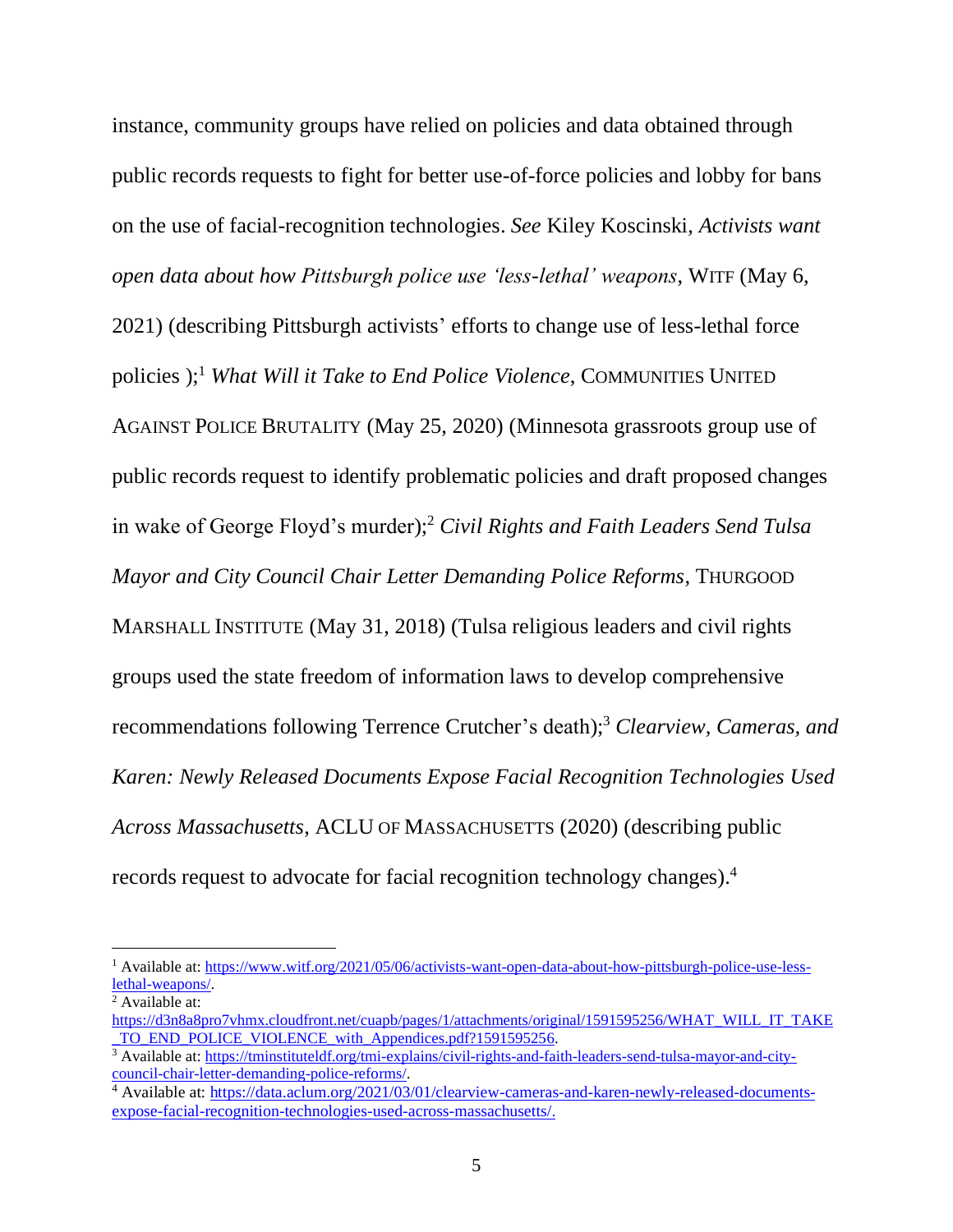instance, community groups have relied on policies and data obtained through public records requests to fight for better use-of-force policies and lobby for bans on the use of facial-recognition technologies. *See* Kiley Koscinski, *Activists want open data about how Pittsburgh police use 'less-lethal' weapons*, WITF (May 6, 2021) (describing Pittsburgh activists' efforts to change use of less-lethal force policies );[1] *What Will it Take to End Police Violence*, COMMUNITIES UNITED AGAINST POLICE BRUTALITY (May 25, 2020) (Minnesota grassroots group use of public records request to identify problematic policies and draft proposed changes in wake of George Floyd's murder);[2] *Civil Rights and Faith Leaders Send Tulsa Mayor and City Council Chair Letter Demanding Police Reforms*, THURGOOD MARSHALL INSTITUTE (May 31, 2018) (Tulsa religious leaders and civil rights groups used the state freedom of information laws to develop comprehensive recommendations following Terrence Crutcher's death);[3] *Clearview, Cameras, and Karen: Newly Released Documents Expose Facial Recognition Technologies Used Across Massachusetts*, ACLU OF MASSACHUSETTS (2020) (describing public records request to advocate for facial recognition technology changes).[4]

---

[1] Available at: https://www.witf.org/2021/05/06/activists-want-open-data-about-how-pittsburgh-police-use-less-lethal-weapons/.

[2] Available at: https://d3n8a8pro7vhmx.cloudfront.net/cuapb/pages/1/attachments/original/1591595256/WHAT_WILL_IT_TAKE_TO_END_POLICE_VIOLENCE_with_Appendices.pdf?1591595256.

[3] Available at: https://tminstituteldf.org/tmi-explains/civil-rights-and-faith-leaders-send-tulsa-mayor-and-city-council-chair-letter-demanding-police-reforms/.

[4] Available at: https://data.aclum.org/2021/03/01/clearview-cameras-and-karen-newly-released-documents-expose-facial-recognition-technologies-used-across-massachusetts/.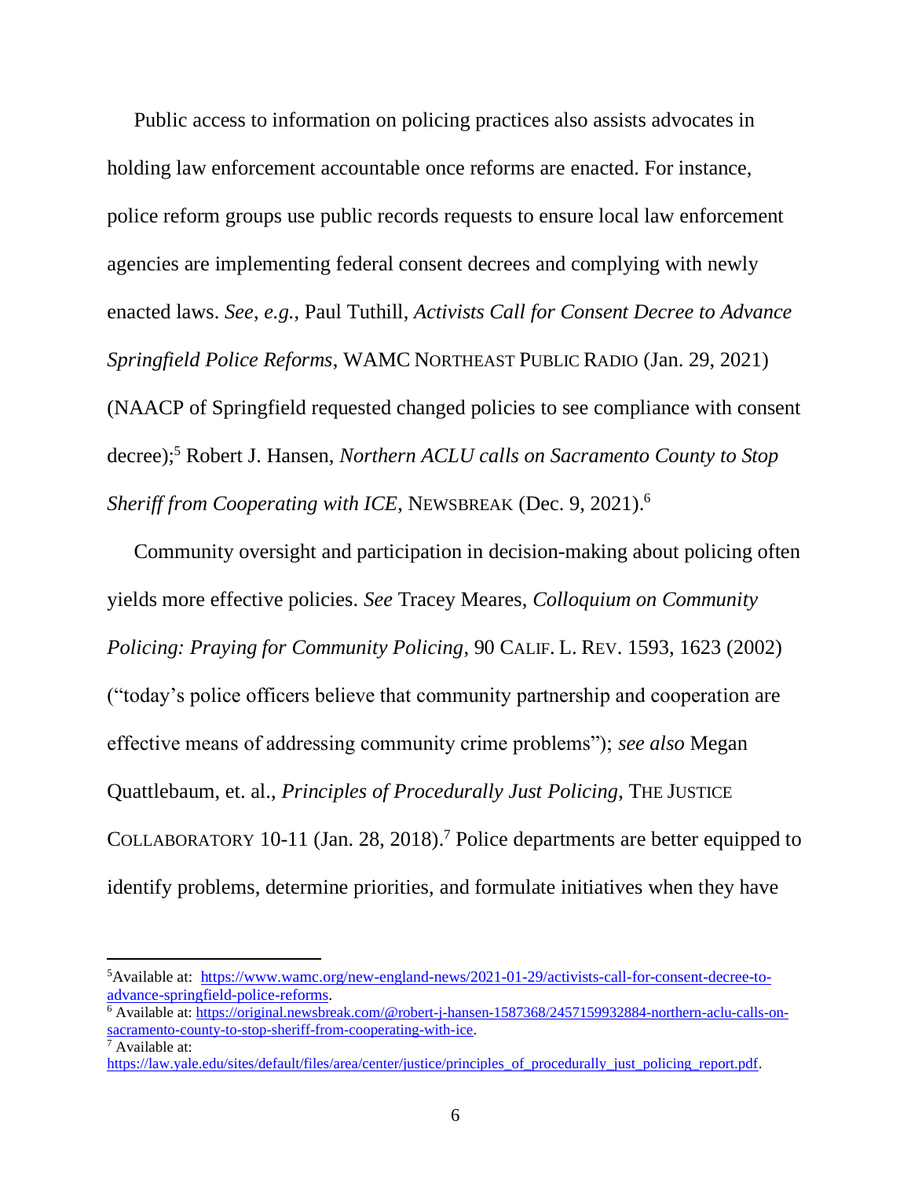Public access to information on policing practices also assists advocates in holding law enforcement accountable once reforms are enacted. For instance, police reform groups use public records requests to ensure local law enforcement agencies are implementing federal consent decrees and complying with newly enacted laws. *See, e.g.*, Paul Tuthill, *Activists Call for Consent Decree to Advance Springfield Police Reforms*, WAMC NORTHEAST PUBLIC RADIO (Jan. 29, 2021) (NAACP of Springfield requested changed policies to see compliance with consent decree);[5] Robert J. Hansen, *Northern ACLU calls on Sacramento County to Stop Sheriff from Cooperating with ICE*, NEWSBREAK (Dec. 9, 2021).[6]

Community oversight and participation in decision-making about policing often yields more effective policies. *See* Tracey Meares, *Colloquium on Community Policing: Praying for Community Policing*, 90 CALIF. L. REV. 1593, 1623 (2002) ("today's police officers believe that community partnership and cooperation are effective means of addressing community crime problems"); *see also* Megan Quattlebaum, et. al., *Principles of Procedurally Just Policing*, THE JUSTICE COLLABORATORY 10-11 (Jan. 28, 2018).[7] Police departments are better equipped to identify problems, determine priorities, and formulate initiatives when they have

---

[5] Available at: https://www.wamc.org/new-england-news/2021-01-29/activists-call-for-consent-decree-to-advance-springfield-police-reforms.

[6] Available at: https://original.newsbreak.com/@robert-j-hansen-1587368/2457159932884-northern-aclu-calls-on-sacramento-county-to-stop-sheriff-from-cooperating-with-ice.

[7] Available at: https://law.yale.edu/sites/default/files/area/center/justice/principles_of_procedurally_just_policing_report.pdf.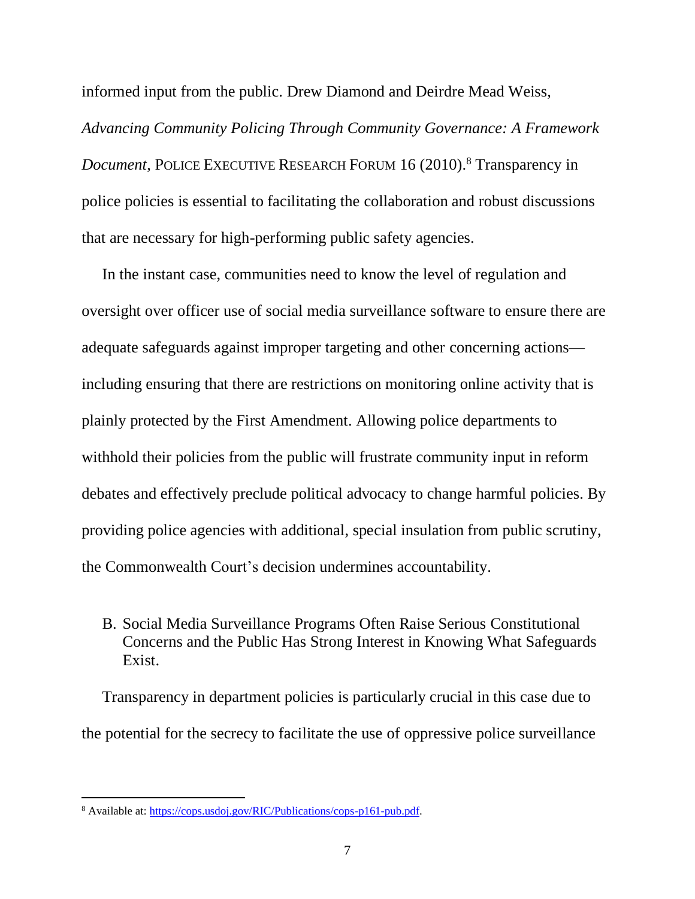informed input from the public. Drew Diamond and Deirdre Mead Weiss, *Advancing Community Policing Through Community Governance: A Framework Document*, POLICE EXECUTIVE RESEARCH FORUM 16 (2010).[8] Transparency in police policies is essential to facilitating the collaboration and robust discussions that are necessary for high-performing public safety agencies.

In the instant case, communities need to know the level of regulation and oversight over officer use of social media surveillance software to ensure there are adequate safeguards against improper targeting and other concerning actions—including ensuring that there are restrictions on monitoring online activity that is plainly protected by the First Amendment. Allowing police departments to withhold their policies from the public will frustrate community input in reform debates and effectively preclude political advocacy to change harmful policies. By providing police agencies with additional, special insulation from public scrutiny, the Commonwealth Court's decision undermines accountability.

### B. Social Media Surveillance Programs Often Raise Serious Constitutional Concerns and the Public Has Strong Interest in Knowing What Safeguards Exist.

Transparency in department policies is particularly crucial in this case due to the potential for the secrecy to facilitate the use of oppressive police surveillance

---

[8] Available at: https://cops.usdoj.gov/RIC/Publications/cops-p161-pub.pdf.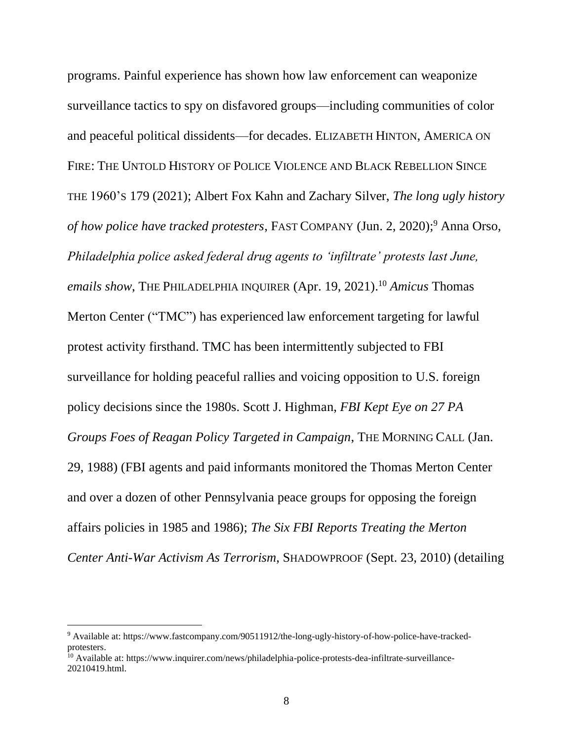programs. Painful experience has shown how law enforcement can weaponize surveillance tactics to spy on disfavored groups—including communities of color and peaceful political dissidents—for decades. ELIZABETH HINTON, AMERICA ON FIRE: THE UNTOLD HISTORY OF POLICE VIOLENCE AND BLACK REBELLION SINCE THE 1960'S 179 (2021); Albert Fox Kahn and Zachary Silver, *The long ugly history of how police have tracked protesters*, FAST COMPANY (Jun. 2, 2020);[9] Anna Orso, *Philadelphia police asked federal drug agents to 'infiltrate' protests last June, emails show*, THE PHILADELPHIA INQUIRER (Apr. 19, 2021).[10] *Amicus* Thomas Merton Center ("TMC") has experienced law enforcement targeting for lawful protest activity firsthand. TMC has been intermittently subjected to FBI surveillance for holding peaceful rallies and voicing opposition to U.S. foreign policy decisions since the 1980s. Scott J. Highman, *FBI Kept Eye on 27 PA Groups Foes of Reagan Policy Targeted in Campaign*, THE MORNING CALL (Jan. 29, 1988) (FBI agents and paid informants monitored the Thomas Merton Center and over a dozen of other Pennsylvania peace groups for opposing the foreign affairs policies in 1985 and 1986); *The Six FBI Reports Treating the Merton Center Anti-War Activism As Terrorism*, SHADOWPROOF (Sept. 23, 2010) (detailing

---

[9] Available at: https://www.fastcompany.com/90511912/the-long-ugly-history-of-how-police-have-tracked-protesters.

[10] Available at: https://www.inquirer.com/news/philadelphia-police-protests-dea-infiltrate-surveillance-20210419.html.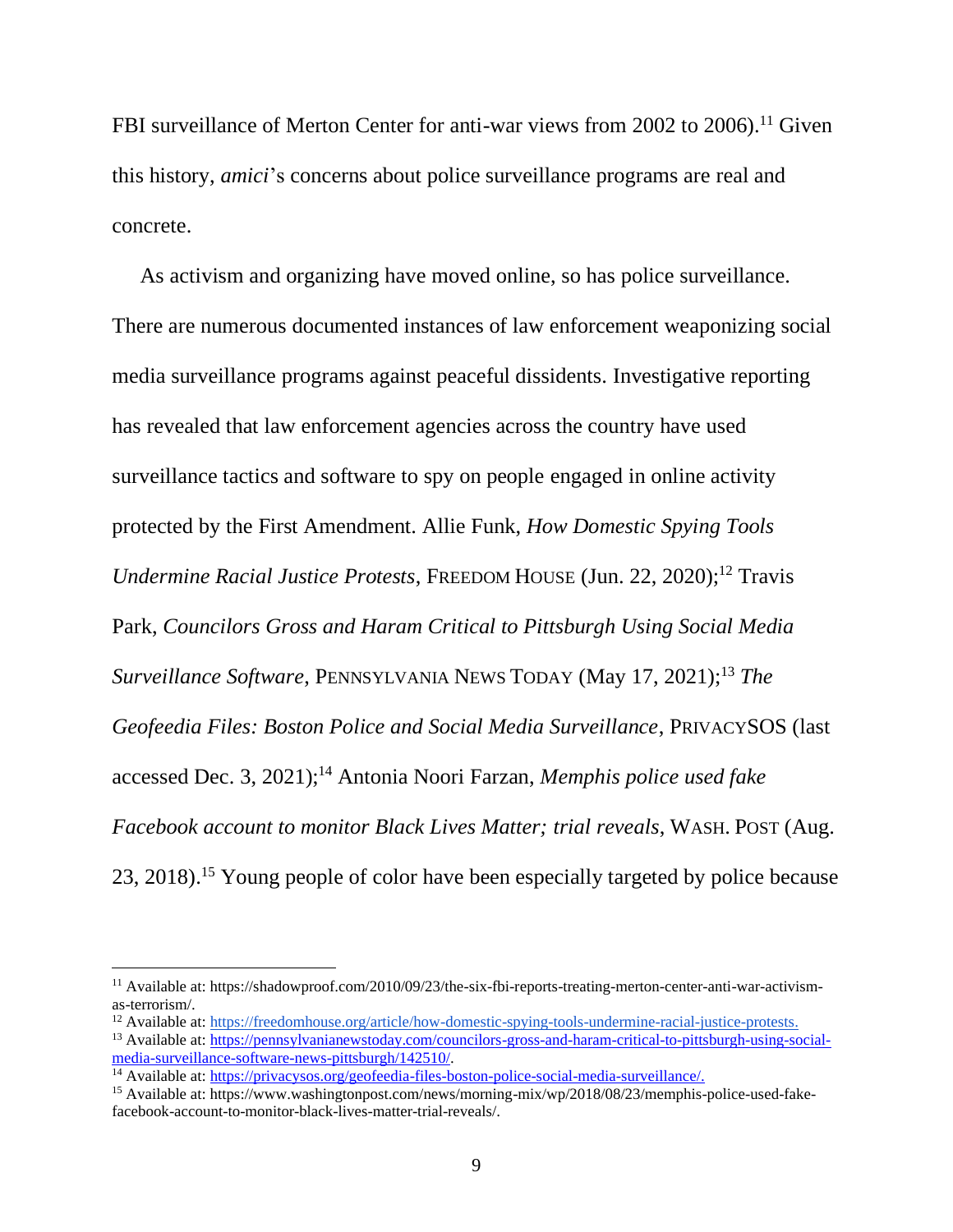FBI surveillance of Merton Center for anti-war views from 2002 to 2006).[11] Given this history, *amici*'s concerns about police surveillance programs are real and concrete.

As activism and organizing have moved online, so has police surveillance. There are numerous documented instances of law enforcement weaponizing social media surveillance programs against peaceful dissidents. Investigative reporting has revealed that law enforcement agencies across the country have used surveillance tactics and software to spy on people engaged in online activity protected by the First Amendment. Allie Funk, *How Domestic Spying Tools Undermine Racial Justice Protests*, FREEDOM HOUSE (Jun. 22, 2020);[12] Travis Park, *Councilors Gross and Haram Critical to Pittsburgh Using Social Media Surveillance Software*, PENNSYLVANIA NEWS TODAY (May 17, 2021);[13] *The Geofeedia Files: Boston Police and Social Media Surveillance*, PRIVACYSOS (last accessed Dec. 3, 2021);[14] Antonia Noori Farzan, *Memphis police used fake Facebook account to monitor Black Lives Matter; trial reveals*, WASH. POST (Aug. 23, 2018).[15] Young people of color have been especially targeted by police because

---

[11] Available at: https://shadowproof.com/2010/09/23/the-six-fbi-reports-treating-merton-center-anti-war-activism-as-terrorism/.

[12] Available at: https://freedomhouse.org/article/how-domestic-spying-tools-undermine-racial-justice-protests.

[13] Available at: https://pennsylvanianewstoday.com/councilors-gross-and-haram-critical-to-pittsburgh-using-social-media-surveillance-software-news-pittsburgh/142510/.

[14] Available at: https://privacysos.org/geofeedia-files-boston-police-social-media-surveillance/.

[15] Available at: https://www.washingtonpost.com/news/morning-mix/wp/2018/08/23/memphis-police-used-fake-facebook-account-to-monitor-black-lives-matter-trial-reveals/.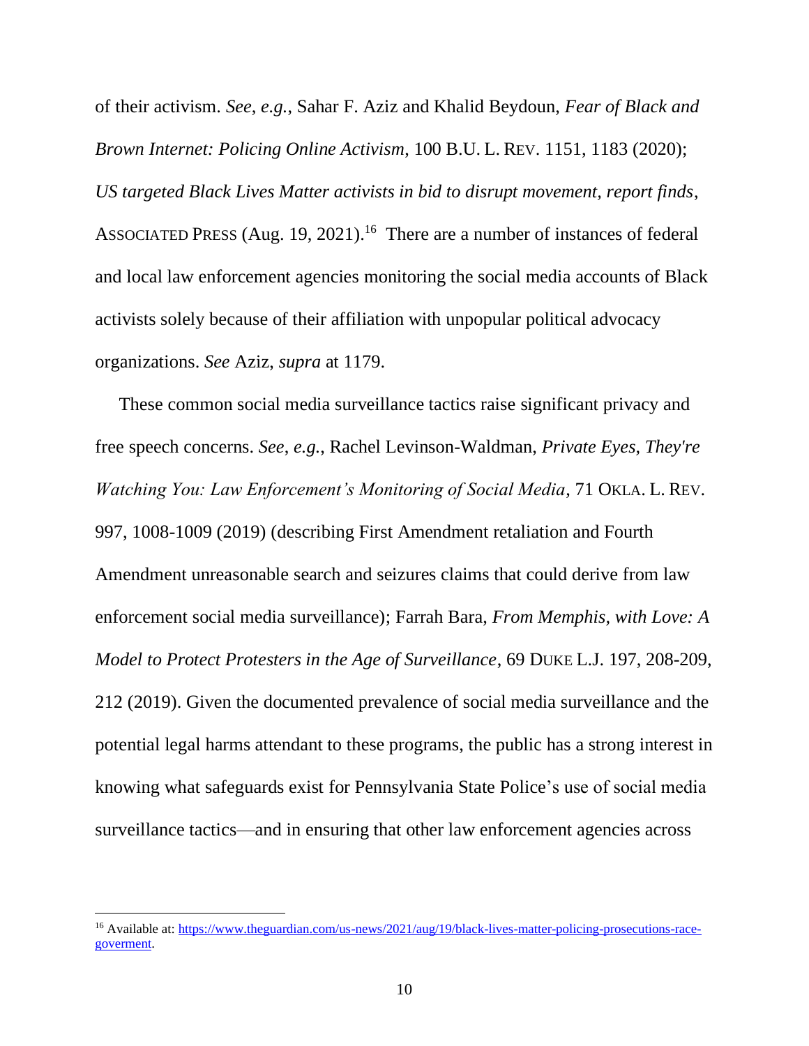of their activism. *See*, *e.g.*, Sahar F. Aziz and Khalid Beydoun, *Fear of Black and Brown Internet: Policing Online Activism*, 100 B.U. L. REV. 1151, 1183 (2020); *US targeted Black Lives Matter activists in bid to disrupt movement, report finds*, ASSOCIATED PRESS (Aug. 19, 2021).[16] There are a number of instances of federal and local law enforcement agencies monitoring the social media accounts of Black activists solely because of their affiliation with unpopular political advocacy organizations. *See* Aziz, *supra* at 1179.

These common social media surveillance tactics raise significant privacy and free speech concerns. *See*, *e.g.*, Rachel Levinson-Waldman, *Private Eyes, They're Watching You: Law Enforcement's Monitoring of Social Media*, 71 OKLA. L. REV. 997, 1008-1009 (2019) (describing First Amendment retaliation and Fourth Amendment unreasonable search and seizures claims that could derive from law enforcement social media surveillance); Farrah Bara, *From Memphis, with Love: A Model to Protect Protesters in the Age of Surveillance*, 69 DUKE L.J. 197, 208-209, 212 (2019). Given the documented prevalence of social media surveillance and the potential legal harms attendant to these programs, the public has a strong interest in knowing what safeguards exist for Pennsylvania State Police's use of social media surveillance tactics—and in ensuring that other law enforcement agencies across

---

[16] Available at: [https://www.theguardian.com/us-news/2021/aug/19/black-lives-matter-policing-prosecutions-race-goverment](https://www.theguardian.com/us-news/2021/aug/19/black-lives-matter-policing-prosecutions-race-goverment).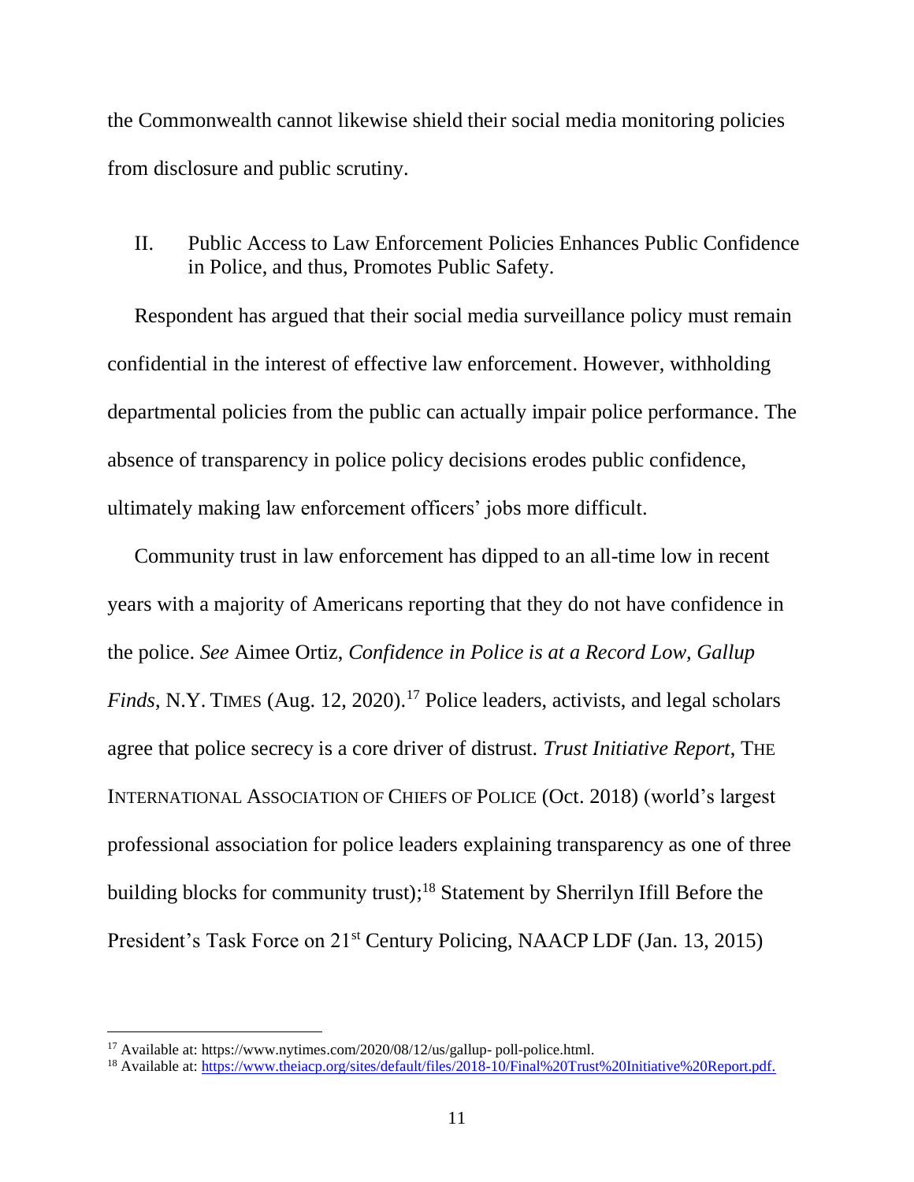the Commonwealth cannot likewise shield their social media monitoring policies from disclosure and public scrutiny.

## II. Public Access to Law Enforcement Policies Enhances Public Confidence in Police, and thus, Promotes Public Safety.

Respondent has argued that their social media surveillance policy must remain confidential in the interest of effective law enforcement. However, withholding departmental policies from the public can actually impair police performance. The absence of transparency in police policy decisions erodes public confidence, ultimately making law enforcement officers' jobs more difficult.

Community trust in law enforcement has dipped to an all-time low in recent years with a majority of Americans reporting that they do not have confidence in the police. *See* Aimee Ortiz, *Confidence in Police is at a Record Low, Gallup Finds*, N.Y. TIMES (Aug. 12, 2020).[17] Police leaders, activists, and legal scholars agree that police secrecy is a core driver of distrust. *Trust Initiative Report*, THE INTERNATIONAL ASSOCIATION OF CHIEFS OF POLICE (Oct. 2018) (world's largest professional association for police leaders explaining transparency as one of three building blocks for community trust);[18] Statement by Sherrilyn Ifill Before the President's Task Force on 21st Century Policing, NAACP LDF (Jan. 13, 2015)

---

[17] Available at: https://www.nytimes.com/2020/08/12/us/gallup- poll-police.html.

[18] Available at: https://www.theiacp.org/sites/default/files/2018-10/Final%20Trust%20Initiative%20Report.pdf.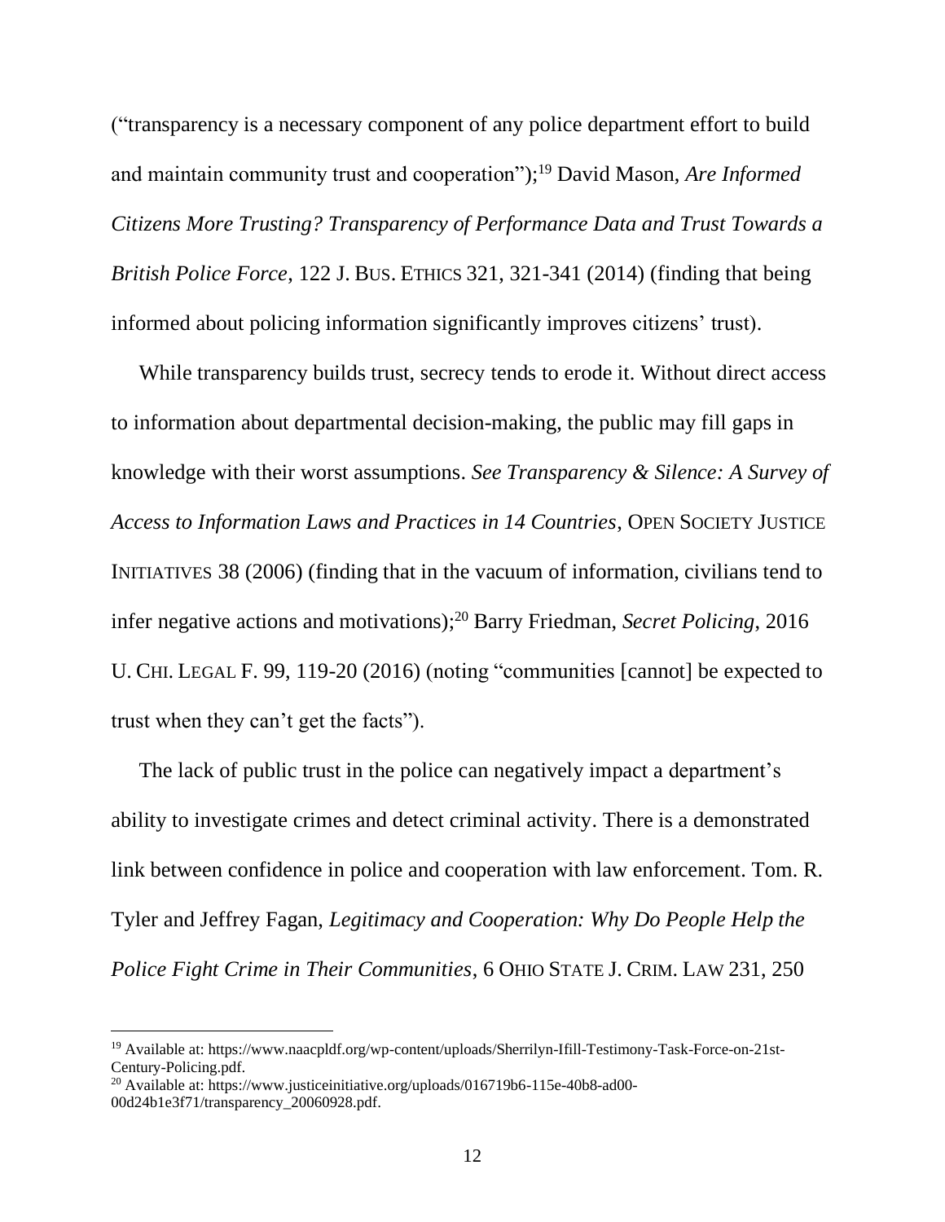("transparency is a necessary component of any police department effort to build and maintain community trust and cooperation");[19] David Mason, *Are Informed Citizens More Trusting? Transparency of Performance Data and Trust Towards a British Police Force*, 122 J. BUS. ETHICS 321, 321-341 (2014) (finding that being informed about policing information significantly improves citizens' trust).

While transparency builds trust, secrecy tends to erode it. Without direct access to information about departmental decision-making, the public may fill gaps in knowledge with their worst assumptions. *See Transparency & Silence: A Survey of Access to Information Laws and Practices in 14 Countries*, OPEN SOCIETY JUSTICE INITIATIVES 38 (2006) (finding that in the vacuum of information, civilians tend to infer negative actions and motivations);[20] Barry Friedman, *Secret Policing*, 2016 U. CHI. LEGAL F. 99, 119-20 (2016) (noting "communities [cannot] be expected to trust when they can't get the facts").

The lack of public trust in the police can negatively impact a department's ability to investigate crimes and detect criminal activity. There is a demonstrated link between confidence in police and cooperation with law enforcement. Tom. R. Tyler and Jeffrey Fagan, *Legitimacy and Cooperation: Why Do People Help the Police Fight Crime in Their Communities*, 6 OHIO STATE J. CRIM. LAW 231, 250

---

[19] Available at: https://www.naacpldf.org/wp-content/uploads/Sherrilyn-Ifill-Testimony-Task-Force-on-21st-Century-Policing.pdf.

[20] Available at: https://www.justiceinitiative.org/uploads/016719b6-115e-40b8-ad00-00d24b1e3f71/transparency_20060928.pdf.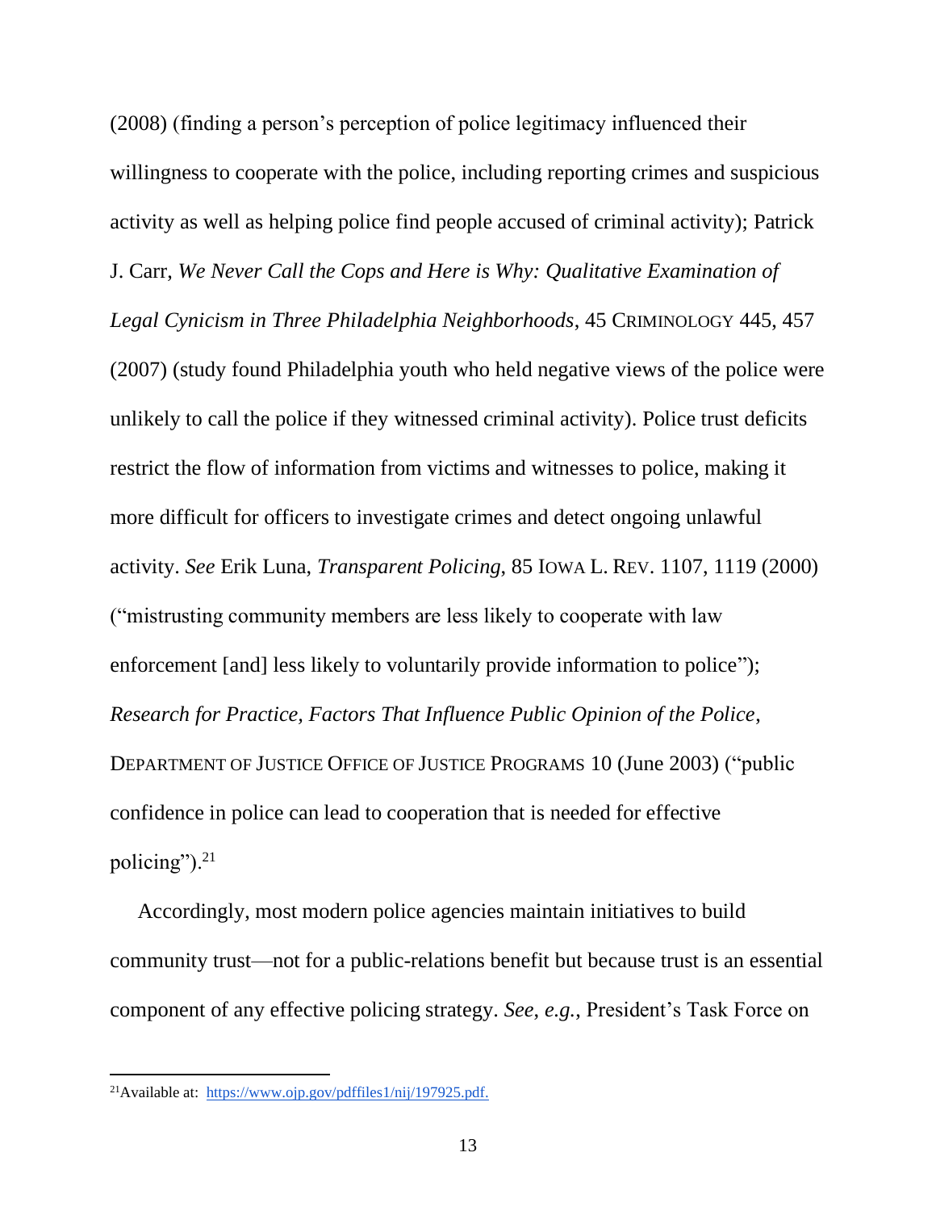(2008) (finding a person's perception of police legitimacy influenced their willingness to cooperate with the police, including reporting crimes and suspicious activity as well as helping police find people accused of criminal activity); Patrick J. Carr, *We Never Call the Cops and Here is Why: Qualitative Examination of Legal Cynicism in Three Philadelphia Neighborhoods*, 45 CRIMINOLOGY 445, 457 (2007) (study found Philadelphia youth who held negative views of the police were unlikely to call the police if they witnessed criminal activity). Police trust deficits restrict the flow of information from victims and witnesses to police, making it more difficult for officers to investigate crimes and detect ongoing unlawful activity. *See* Erik Luna, *Transparent Policing,* 85 IOWA L. REV. 1107, 1119 (2000) ("mistrusting community members are less likely to cooperate with law enforcement [and] less likely to voluntarily provide information to police"); *Research for Practice, Factors That Influence Public Opinion of the Police*, DEPARTMENT OF JUSTICE OFFICE OF JUSTICE PROGRAMS 10 (June 2003) ("public confidence in police can lead to cooperation that is needed for effective policing").[21]

Accordingly, most modern police agencies maintain initiatives to build community trust—not for a public-relations benefit but because trust is an essential component of any effective policing strategy. *See, e.g.*, President's Task Force on

---

[21] Available at: https://www.ojp.gov/pdffiles1/nij/197925.pdf.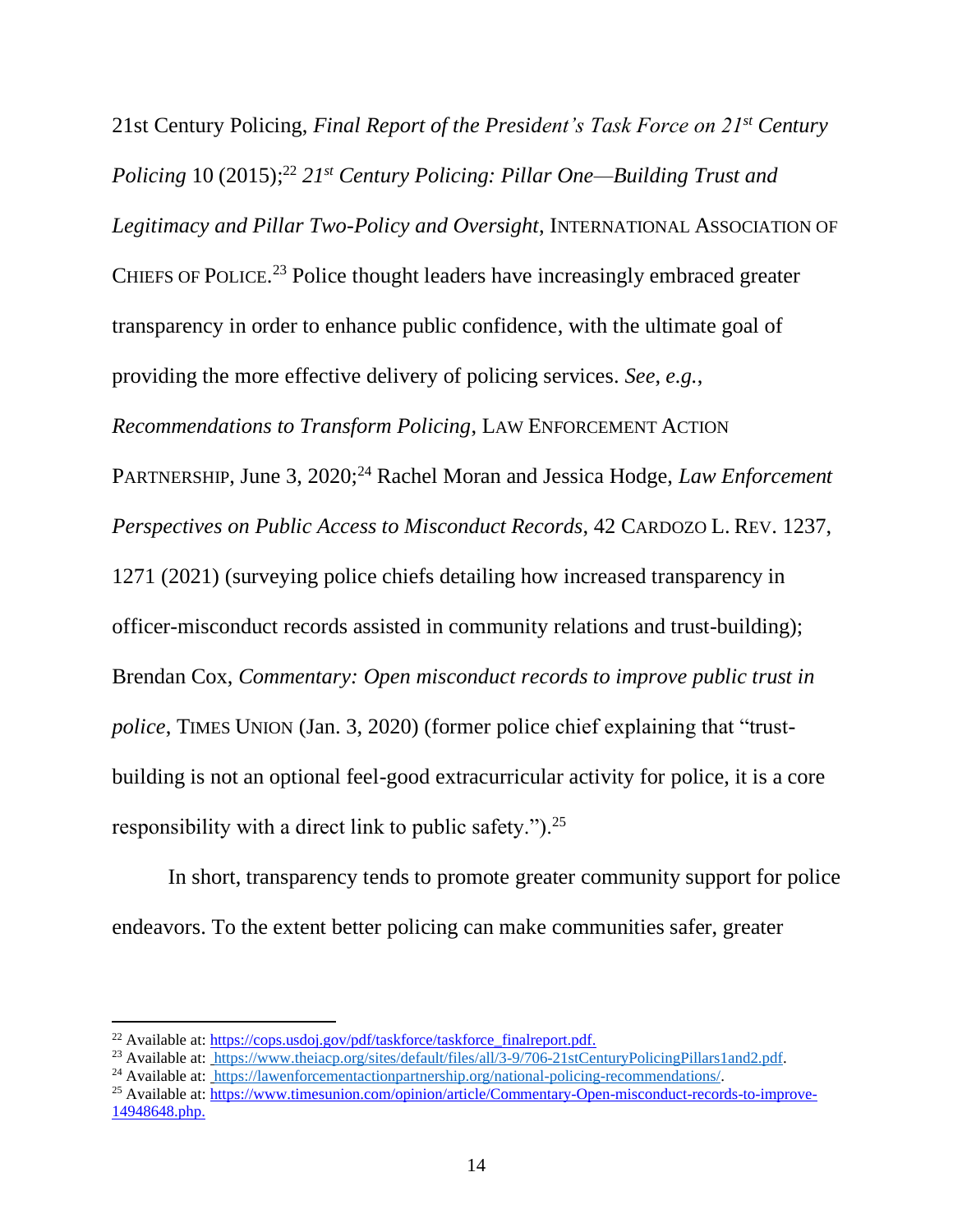21st Century Policing, *Final Report of the President's Task Force on 21st Century Policing* 10 (2015);[22] *21st Century Policing: Pillar One—Building Trust and Legitimacy and Pillar Two-Policy and Oversight*, INTERNATIONAL ASSOCIATION OF CHIEFS OF POLICE.[23] Police thought leaders have increasingly embraced greater transparency in order to enhance public confidence, with the ultimate goal of providing the more effective delivery of policing services. *See*, *e.g.*, *Recommendations to Transform Policing*, LAW ENFORCEMENT ACTION PARTNERSHIP, June 3, 2020;[24] Rachel Moran and Jessica Hodge, *Law Enforcement Perspectives on Public Access to Misconduct Records*, 42 CARDOZO L. REV. 1237, 1271 (2021) (surveying police chiefs detailing how increased transparency in officer-misconduct records assisted in community relations and trust-building); Brendan Cox, *Commentary: Open misconduct records to improve public trust in police*, TIMES UNION (Jan. 3, 2020) (former police chief explaining that "trust-building is not an optional feel-good extracurricular activity for police, it is a core responsibility with a direct link to public safety.").[25]

In short, transparency tends to promote greater community support for police endeavors. To the extent better policing can make communities safer, greater

---

[22] Available at: https://cops.usdoj.gov/pdf/taskforce/taskforce_finalreport.pdf.

[23] Available at: https://www.theiacp.org/sites/default/files/all/3-9/706-21stCenturyPolicingPillars1and2.pdf.

[24] Available at: https://lawenforcementactionpartnership.org/national-policing-recommendations/.

[25] Available at: https://www.timesunion.com/opinion/article/Commentary-Open-misconduct-records-to-improve-14948648.php.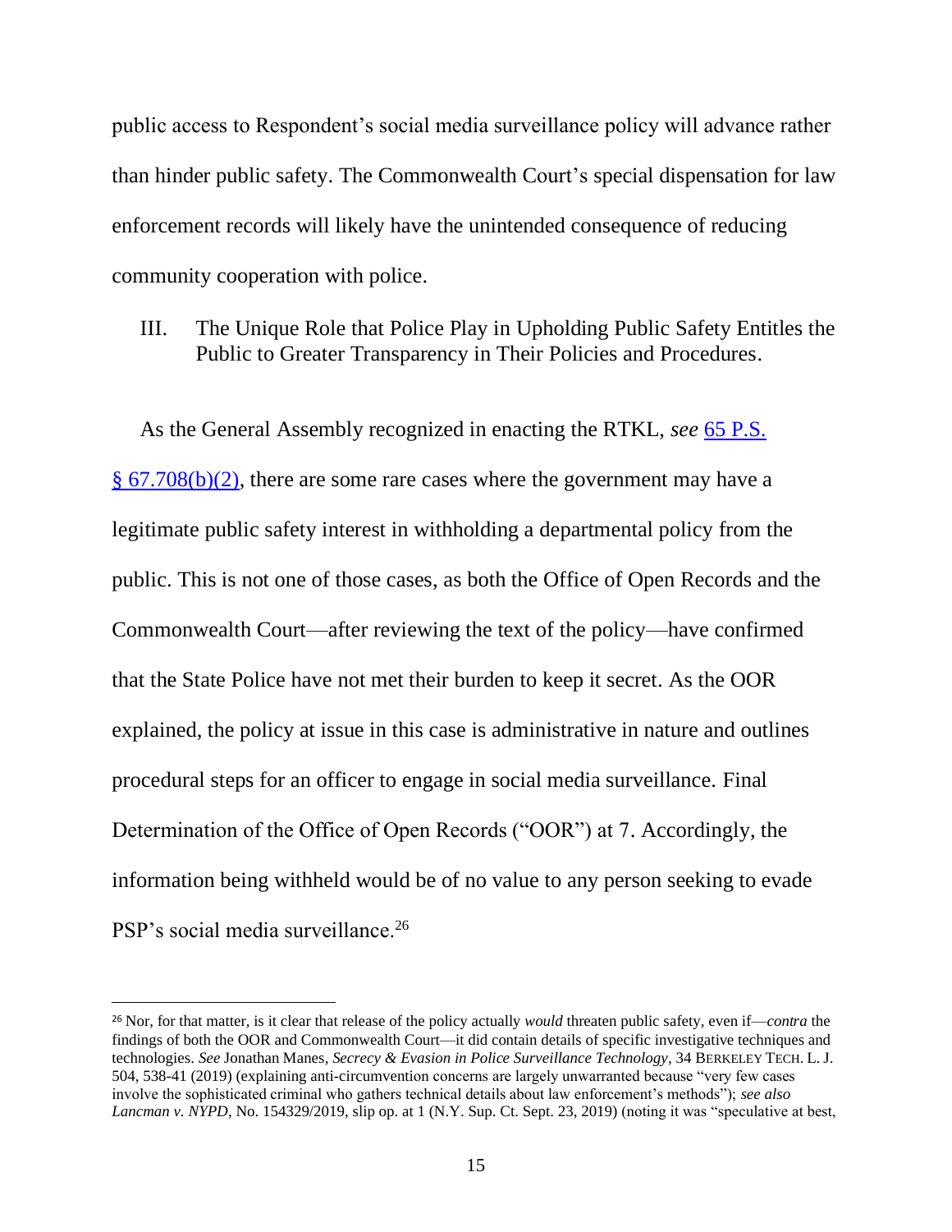public access to Respondent's social media surveillance policy will advance rather than hinder public safety. The Commonwealth Court's special dispensation for law enforcement records will likely have the unintended consequence of reducing community cooperation with police.

## III. The Unique Role that Police Play in Upholding Public Safety Entitles the Public to Greater Transparency in Their Policies and Procedures.

As the General Assembly recognized in enacting the RTKL, *see* [65 P.S. § 67.708(b)(2)](), there are some rare cases where the government may have a legitimate public safety interest in withholding a departmental policy from the public. This is not one of those cases, as both the Office of Open Records and the Commonwealth Court—after reviewing the text of the policy—have confirmed that the State Police have not met their burden to keep it secret. As the OOR explained, the policy at issue in this case is administrative in nature and outlines procedural steps for an officer to engage in social media surveillance. Final Determination of the Office of Open Records ("OOR") at 7. Accordingly, the information being withheld would be of no value to any person seeking to evade PSP's social media surveillance.[26]

---

[26] Nor, for that matter, is it clear that release of the policy actually *would* threaten public safety, even if—*contra* the findings of both the OOR and Commonwealth Court—it did contain details of specific investigative techniques and technologies. *See* Jonathan Manes, *Secrecy & Evasion in Police Surveillance Technology*, 34 BERKELEY TECH. L. J. 504, 538-41 (2019) (explaining anti-circumvention concerns are largely unwarranted because "very few cases involve the sophisticated criminal who gathers technical details about law enforcement's methods"); *see also Lancman v. NYPD*, No. 154329/2019, slip op. at 1 (N.Y. Sup. Ct. Sept. 23, 2019) (noting it was "speculative at best,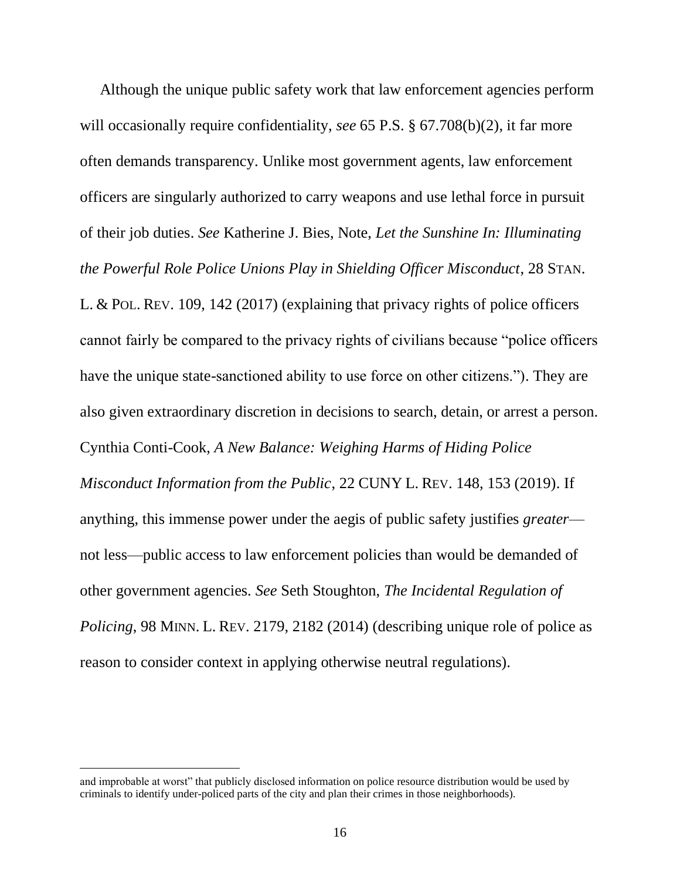Although the unique public safety work that law enforcement agencies perform will occasionally require confidentiality, *see* 65 P.S. § 67.708(b)(2), it far more often demands transparency. Unlike most government agents, law enforcement officers are singularly authorized to carry weapons and use lethal force in pursuit of their job duties. *See* Katherine J. Bies, Note, *Let the Sunshine In: Illuminating the Powerful Role Police Unions Play in Shielding Officer Misconduct*, 28 STAN. L. & POL. REV. 109, 142 (2017) (explaining that privacy rights of police officers cannot fairly be compared to the privacy rights of civilians because "police officers have the unique state-sanctioned ability to use force on other citizens."). They are also given extraordinary discretion in decisions to search, detain, or arrest a person. Cynthia Conti-Cook, *A New Balance: Weighing Harms of Hiding Police Misconduct Information from the Public*, 22 CUNY L. REV. 148, 153 (2019). If anything, this immense power under the aegis of public safety justifies *greater*—not less—public access to law enforcement policies than would be demanded of other government agencies. *See* Seth Stoughton, *The Incidental Regulation of Policing*, 98 MINN. L. REV. 2179, 2182 (2014) (describing unique role of police as reason to consider context in applying otherwise neutral regulations).

---

and improbable at worst" that publicly disclosed information on police resource distribution would be used by criminals to identify under-policed parts of the city and plan their crimes in those neighborhoods).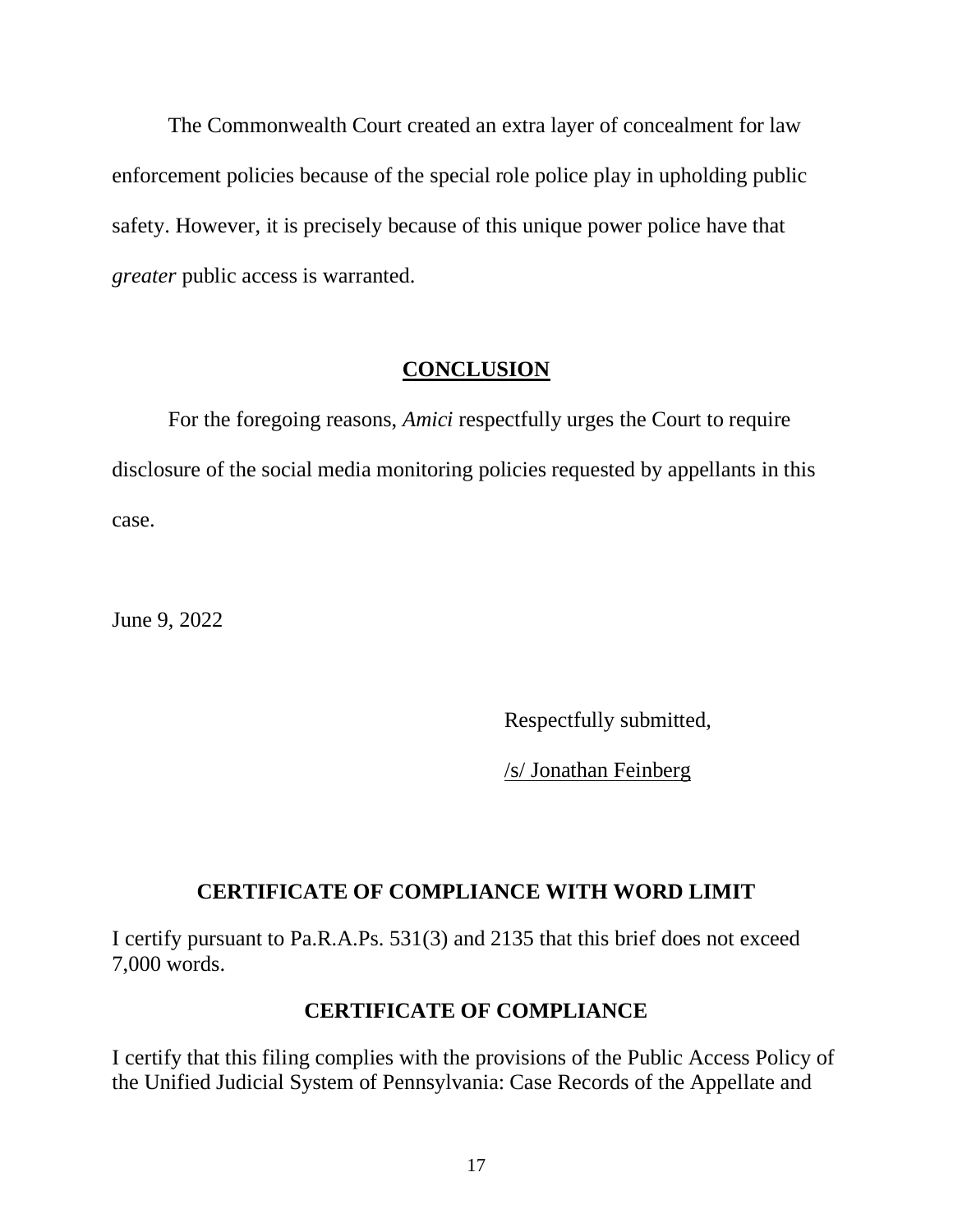The Commonwealth Court created an extra layer of concealment for law enforcement policies because of the special role police play in upholding public safety. However, it is precisely because of this unique power police have that *greater* public access is warranted.

## CONCLUSION

For the foregoing reasons, *Amici* respectfully urges the Court to require disclosure of the social media monitoring policies requested by appellants in this case.

June 9, 2022

Respectfully submitted,

/s/ Jonathan Feinberg

## CERTIFICATE OF COMPLIANCE WITH WORD LIMIT

I certify pursuant to Pa.R.A.Ps. 531(3) and 2135 that this brief does not exceed 7,000 words.

## CERTIFICATE OF COMPLIANCE

I certify that this filing complies with the provisions of the Public Access Policy of the Unified Judicial System of Pennsylvania: Case Records of the Appellate and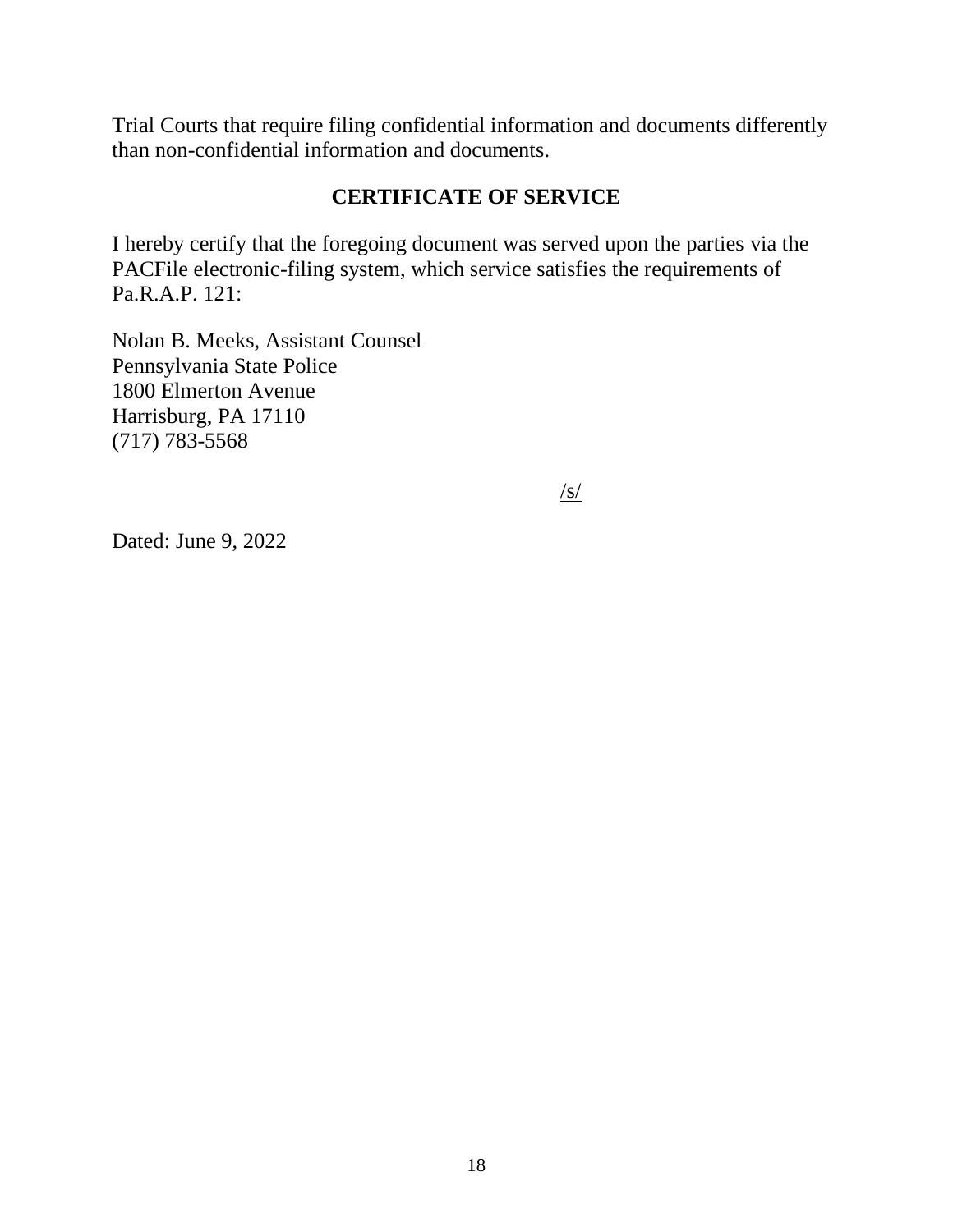Trial Courts that require filing confidential information and documents differently than non-confidential information and documents.

## CERTIFICATE OF SERVICE

I hereby certify that the foregoing document was served upon the parties via the PACFile electronic-filing system, which service satisfies the requirements of Pa.R.A.P. 121:

Nolan B. Meeks, Assistant Counsel  
Pennsylvania State Police  
1800 Elmerton Avenue  
Harrisburg, PA 17110  
(717) 783-5568

/s/

Dated: June 9, 2022